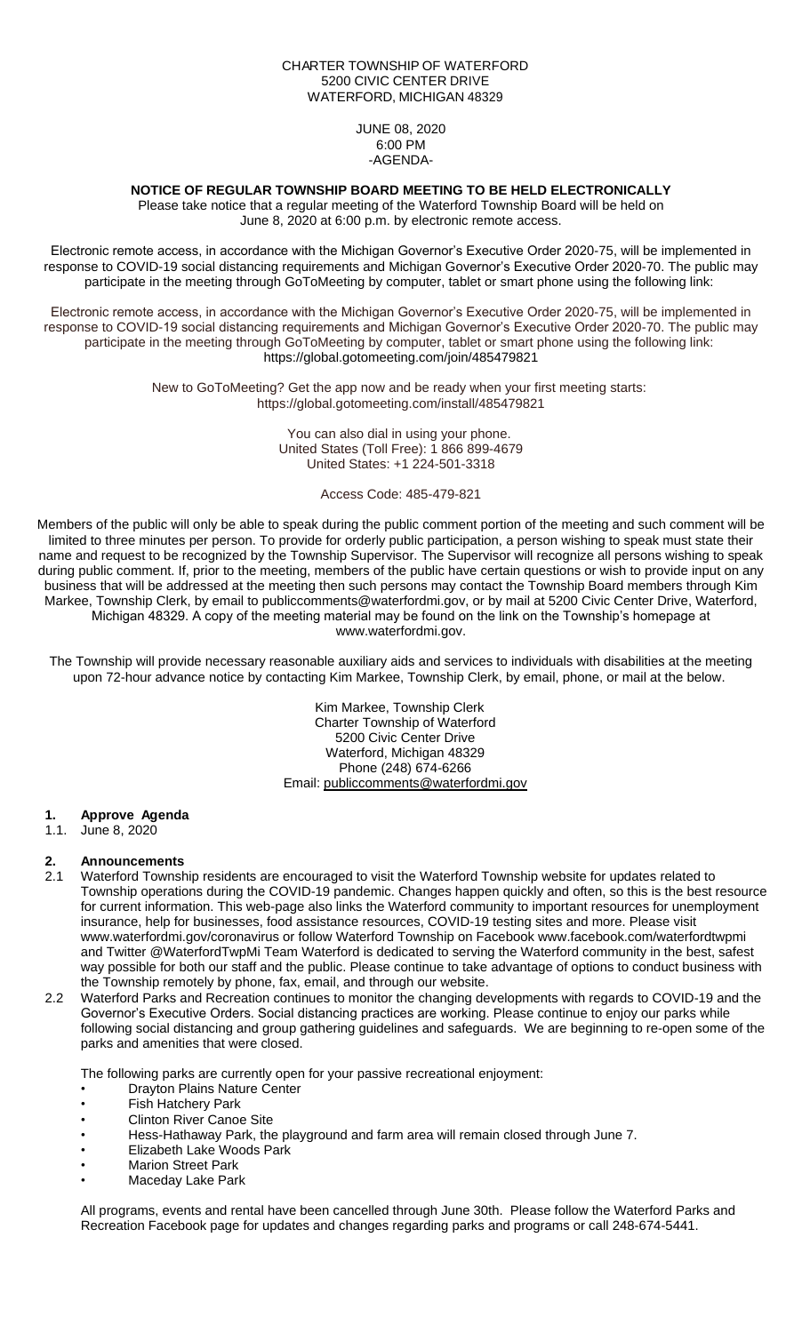CHARTER TOWNSHIP OF WATERFORD
5200 CIVIC CENTER DRIVE
WATERFORD, MICHIGAN 48329

JUNE 08, 2020
6:00 PM
-AGENDA-

**NOTICE OF REGULAR TOWNSHIP BOARD MEETING TO BE HELD ELECTRONICALLY**

Please take notice that a regular meeting of the Waterford Township Board will be held on June 8, 2020 at 6:00 p.m. by electronic remote access.

Electronic remote access, in accordance with the Michigan Governor's Executive Order 2020-75, will be implemented in response to COVID-19 social distancing requirements and Michigan Governor's Executive Order 2020-70. The public may participate in the meeting through GoToMeeting by computer, tablet or smart phone using the following link:

Electronic remote access, in accordance with the Michigan Governor's Executive Order 2020-75, will be implemented in response to COVID-19 social distancing requirements and Michigan Governor's Executive Order 2020-70. The public may participate in the meeting through GoToMeeting by computer, tablet or smart phone using the following link:
https://global.gotomeeting.com/join/485479821

New to GoToMeeting? Get the app now and be ready when your first meeting starts:
https://global.gotomeeting.com/install/485479821

You can also dial in using your phone.
United States (Toll Free): 1 866 899-4679
United States: +1 224-501-3318

Access Code: 485-479-821

Members of the public will only be able to speak during the public comment portion of the meeting and such comment will be limited to three minutes per person. To provide for orderly public participation, a person wishing to speak must state their name and request to be recognized by the Township Supervisor. The Supervisor will recognize all persons wishing to speak during public comment. If, prior to the meeting, members of the public have certain questions or wish to provide input on any business that will be addressed at the meeting then such persons may contact the Township Board members through Kim Markee, Township Clerk, by email to publiccomments@waterfordmi.gov, or by mail at 5200 Civic Center Drive, Waterford, Michigan 48329. A copy of the meeting material may be found on the link on the Township's homepage at www.waterfordmi.gov.

The Township will provide necessary reasonable auxiliary aids and services to individuals with disabilities at the meeting upon 72-hour advance notice by contacting Kim Markee, Township Clerk, by email, phone, or mail at the below.

Kim Markee, Township Clerk
Charter Township of Waterford
5200 Civic Center Drive
Waterford, Michigan 48329
Phone (248) 674-6266
Email: publiccomments@waterfordmi.gov

## 1. Approve Agenda

1.1. June 8, 2020

## 2. Announcements

2.1 Waterford Township residents are encouraged to visit the Waterford Township website for updates related to Township operations during the COVID-19 pandemic. Changes happen quickly and often, so this is the best resource for current information. This web-page also links the Waterford community to important resources for unemployment insurance, help for businesses, food assistance resources, COVID-19 testing sites and more. Please visit www.waterfordmi.gov/coronavirus or follow Waterford Township on Facebook www.facebook.com/waterfordtwpmi and Twitter @WaterfordTwpMi Team Waterford is dedicated to serving the Waterford community in the best, safest way possible for both our staff and the public. Please continue to take advantage of options to conduct business with the Township remotely by phone, fax, email, and through our website.

2.2 Waterford Parks and Recreation continues to monitor the changing developments with regards to COVID-19 and the Governor's Executive Orders. Social distancing practices are working. Please continue to enjoy our parks while following social distancing and group gathering guidelines and safeguards. We are beginning to re-open some of the parks and amenities that were closed.

The following parks are currently open for your passive recreational enjoyment:

- Drayton Plains Nature Center
- Fish Hatchery Park
- Clinton River Canoe Site
- Hess-Hathaway Park, the playground and farm area will remain closed through June 7.
- Elizabeth Lake Woods Park
- Marion Street Park
- Maceday Lake Park

All programs, events and rental have been cancelled through June 30th. Please follow the Waterford Parks and Recreation Facebook page for updates and changes regarding parks and programs or call 248-674-5441.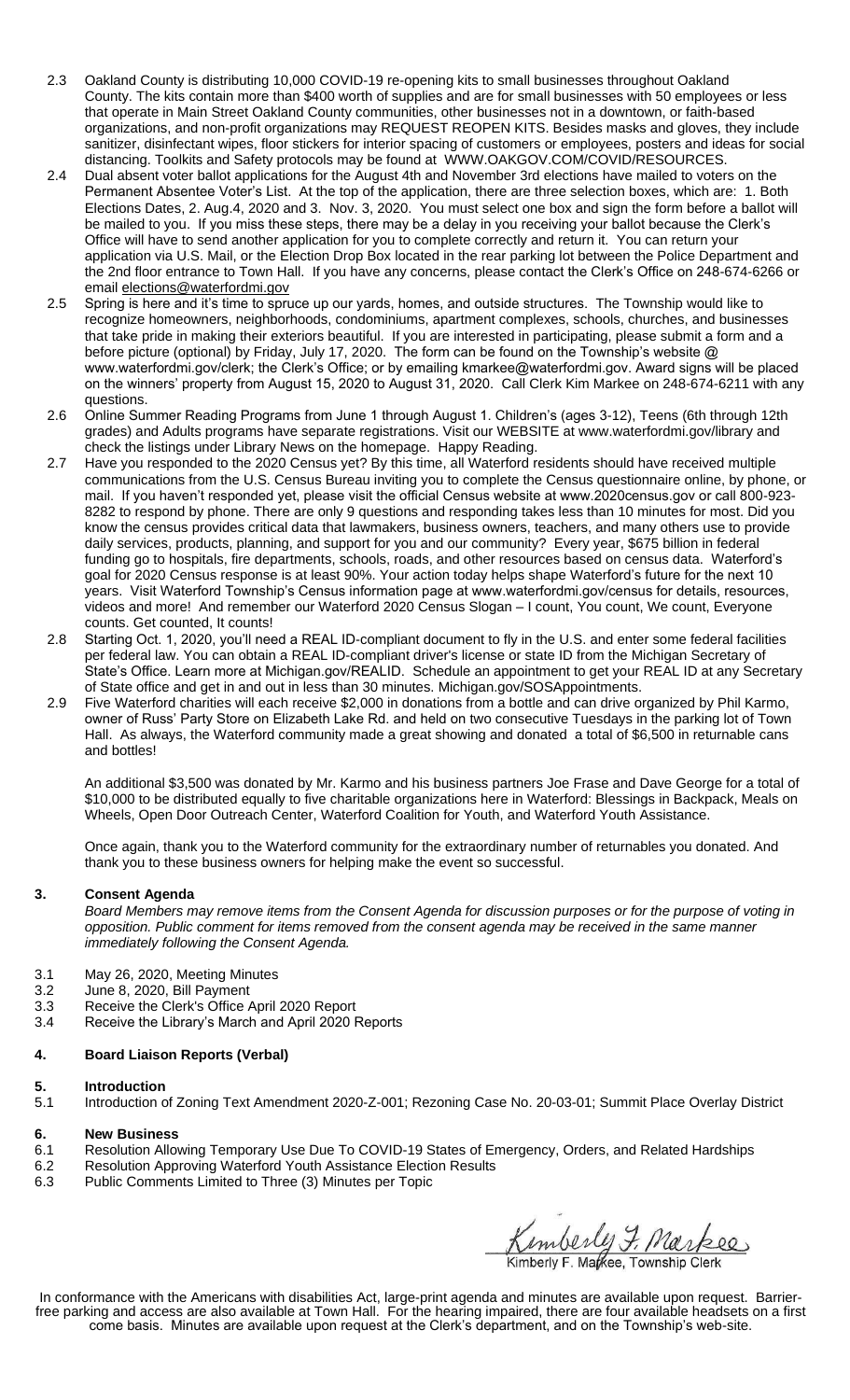2.3 Oakland County is distributing 10,000 COVID-19 re-opening kits to small businesses throughout Oakland County. The kits contain more than $400 worth of supplies and are for small businesses with 50 employees or less that operate in Main Street Oakland County communities, other businesses not in a downtown, or faith-based organizations, and non-profit organizations may REQUEST REOPEN KITS. Besides masks and gloves, they include sanitizer, disinfectant wipes, floor stickers for interior spacing of customers or employees, posters and ideas for social distancing. Toolkits and Safety protocols may be found at WWW.OAKGOV.COM/COVID/RESOURCES.

2.4 Dual absent voter ballot applications for the August 4th and November 3rd elections have mailed to voters on the Permanent Absentee Voter's List. At the top of the application, there are three selection boxes, which are: 1. Both Elections Dates, 2. Aug.4, 2020 and 3. Nov. 3, 2020. You must select one box and sign the form before a ballot will be mailed to you. If you miss these steps, there may be a delay in you receiving your ballot because the Clerk's Office will have to send another application for you to complete correctly and return it. You can return your application via U.S. Mail, or the Election Drop Box located in the rear parking lot between the Police Department and the 2nd floor entrance to Town Hall. If you have any concerns, please contact the Clerk's Office on 248-674-6266 or email elections@waterfordmi.gov

2.5 Spring is here and it's time to spruce up our yards, homes, and outside structures. The Township would like to recognize homeowners, neighborhoods, condominiums, apartment complexes, schools, churches, and businesses that take pride in making their exteriors beautiful. If you are interested in participating, please submit a form and a before picture (optional) by Friday, July 17, 2020. The form can be found on the Township's website @ www.waterfordmi.gov/clerk; the Clerk's Office; or by emailing kmarkee@waterfordmi.gov. Award signs will be placed on the winners' property from August 15, 2020 to August 31, 2020. Call Clerk Kim Markee on 248-674-6211 with any questions.

2.6 Online Summer Reading Programs from June 1 through August 1. Children's (ages 3-12), Teens (6th through 12th grades) and Adults programs have separate registrations. Visit our WEBSITE at www.waterfordmi.gov/library and check the listings under Library News on the homepage. Happy Reading.

2.7 Have you responded to the 2020 Census yet? By this time, all Waterford residents should have received multiple communications from the U.S. Census Bureau inviting you to complete the Census questionnaire online, by phone, or mail. If you haven't responded yet, please visit the official Census website at www.2020census.gov or call 800-923-8282 to respond by phone. There are only 9 questions and responding takes less than 10 minutes for most. Did you know the census provides critical data that lawmakers, business owners, teachers, and many others use to provide daily services, products, planning, and support for you and our community? Every year, $675 billion in federal funding go to hospitals, fire departments, schools, roads, and other resources based on census data. Waterford's goal for 2020 Census response is at least 90%. Your action today helps shape Waterford's future for the next 10 years. Visit Waterford Township's Census information page at www.waterfordmi.gov/census for details, resources, videos and more! And remember our Waterford 2020 Census Slogan – I count, You count, We count, Everyone counts. Get counted, It counts!

2.8 Starting Oct. 1, 2020, you'll need a REAL ID-compliant document to fly in the U.S. and enter some federal facilities per federal law. You can obtain a REAL ID-compliant driver's license or state ID from the Michigan Secretary of State's Office. Learn more at Michigan.gov/REALID. Schedule an appointment to get your REAL ID at any Secretary of State office and get in and out in less than 30 minutes. Michigan.gov/SOSAppointments.

2.9 Five Waterford charities will each receive $2,000 in donations from a bottle and can drive organized by Phil Karmo, owner of Russ' Party Store on Elizabeth Lake Rd. and held on two consecutive Tuesdays in the parking lot of Town Hall. As always, the Waterford community made a great showing and donated a total of $6,500 in returnable cans and bottles!

An additional $3,500 was donated by Mr. Karmo and his business partners Joe Frase and Dave George for a total of $10,000 to be distributed equally to five charitable organizations here in Waterford: Blessings in Backpack, Meals on Wheels, Open Door Outreach Center, Waterford Coalition for Youth, and Waterford Youth Assistance.

Once again, thank you to the Waterford community for the extraordinary number of returnables you donated. And thank you to these business owners for helping make the event so successful.

## 3. Consent Agenda

*Board Members may remove items from the Consent Agenda for discussion purposes or for the purpose of voting in opposition. Public comment for items removed from the consent agenda may be received in the same manner immediately following the Consent Agenda.*

3.1 May 26, 2020, Meeting Minutes
3.2 June 8, 2020, Bill Payment
3.3 Receive the Clerk's Office April 2020 Report
3.4 Receive the Library's March and April 2020 Reports

## 4. Board Liaison Reports (Verbal)

## 5. Introduction

5.1 Introduction of Zoning Text Amendment 2020-Z-001; Rezoning Case No. 20-03-01; Summit Place Overlay District

## 6. New Business

6.1 Resolution Allowing Temporary Use Due To COVID-19 States of Emergency, Orders, and Related Hardships
6.2 Resolution Approving Waterford Youth Assistance Election Results
6.3 Public Comments Limited to Three (3) Minutes per Topic

Kimberly F. Markee
Kimberly F. Markee, Township Clerk

In conformance with the Americans with disabilities Act, large-print agenda and minutes are available upon request. Barrier-free parking and access are also available at Town Hall. For the hearing impaired, there are four available headsets on a first come basis. Minutes are available upon request at the Clerk's department, and on the Township's web-site.